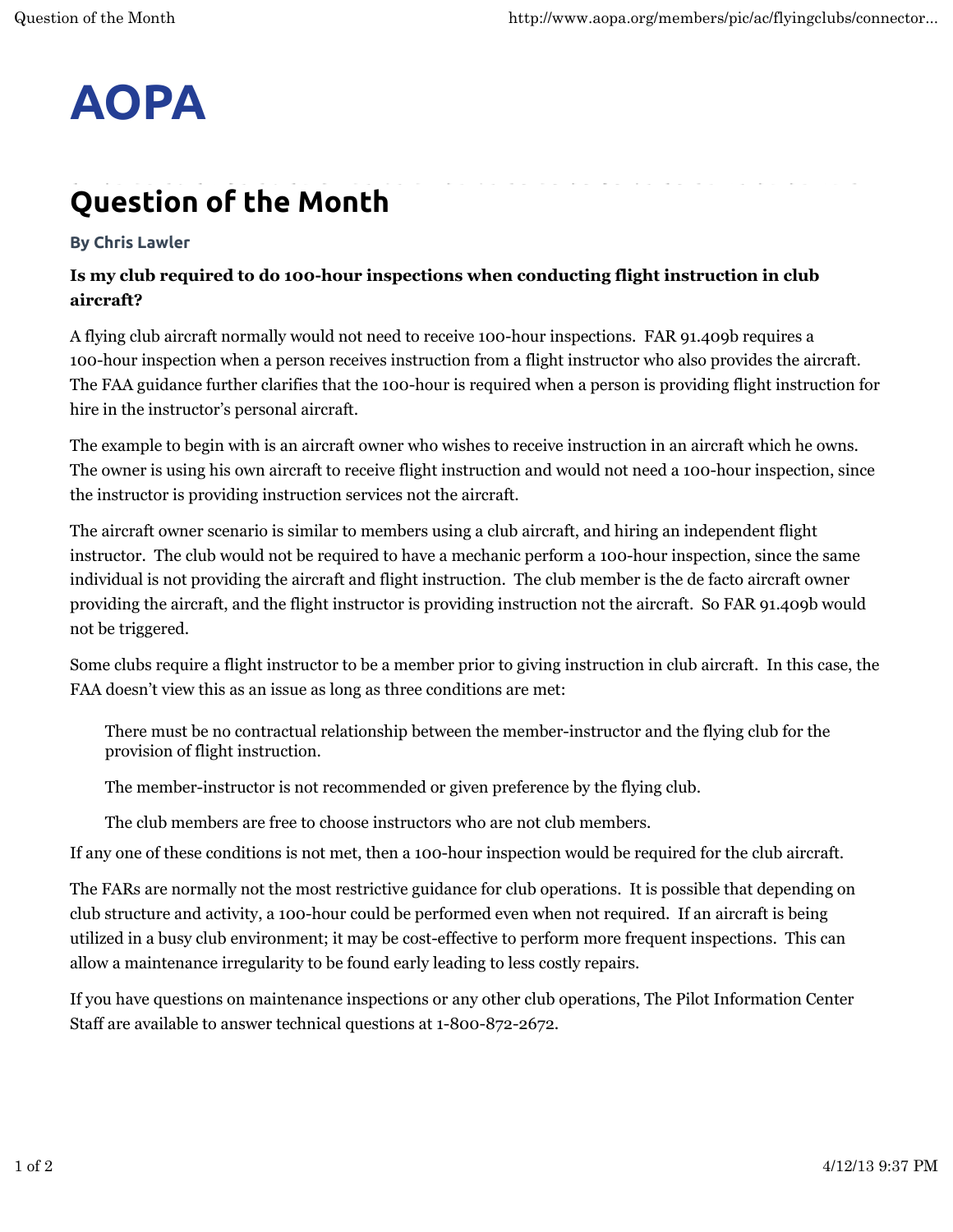# AOPA

## Question of the Month

**By Chris Lawler**

**Is my club required to do 100-hour inspections when conducting flight instruction in club aircraft?**

A flying club aircraft normally would not need to receive 100-hour inspections. FAR 91.409b requires a 100-hour inspection when a person receives instruction from a flight instructor who also provides the aircraft. The FAA guidance further clarifies that the 100-hour is required when a person is providing flight instruction for hire in the instructor's personal aircraft.

The example to begin with is an aircraft owner who wishes to receive instruction in an aircraft which he owns. The owner is using his own aircraft to receive flight instruction and would not need a 100-hour inspection, since the instructor is providing instruction services not the aircraft.

The aircraft owner scenario is similar to members using a club aircraft, and hiring an independent flight instructor. The club would not be required to have a mechanic perform a 100-hour inspection, since the same individual is not providing the aircraft and flight instruction. The club member is the de facto aircraft owner providing the aircraft, and the flight instructor is providing instruction not the aircraft. So FAR 91.409b would not be triggered.

Some clubs require a flight instructor to be a member prior to giving instruction in club aircraft. In this case, the FAA doesn't view this as an issue as long as three conditions are met:

> There must be no contractual relationship between the member-instructor and the flying club for the provision of flight instruction.
>
> The member-instructor is not recommended or given preference by the flying club.
>
> The club members are free to choose instructors who are not club members.

If any one of these conditions is not met, then a 100-hour inspection would be required for the club aircraft.

The FARs are normally not the most restrictive guidance for club operations. It is possible that depending on club structure and activity, a 100-hour could be performed even when not required. If an aircraft is being utilized in a busy club environment; it may be cost-effective to perform more frequent inspections. This can allow a maintenance irregularity to be found early leading to less costly repairs.

If you have questions on maintenance inspections or any other club operations, The Pilot Information Center Staff are available to answer technical questions at 1-800-872-2672.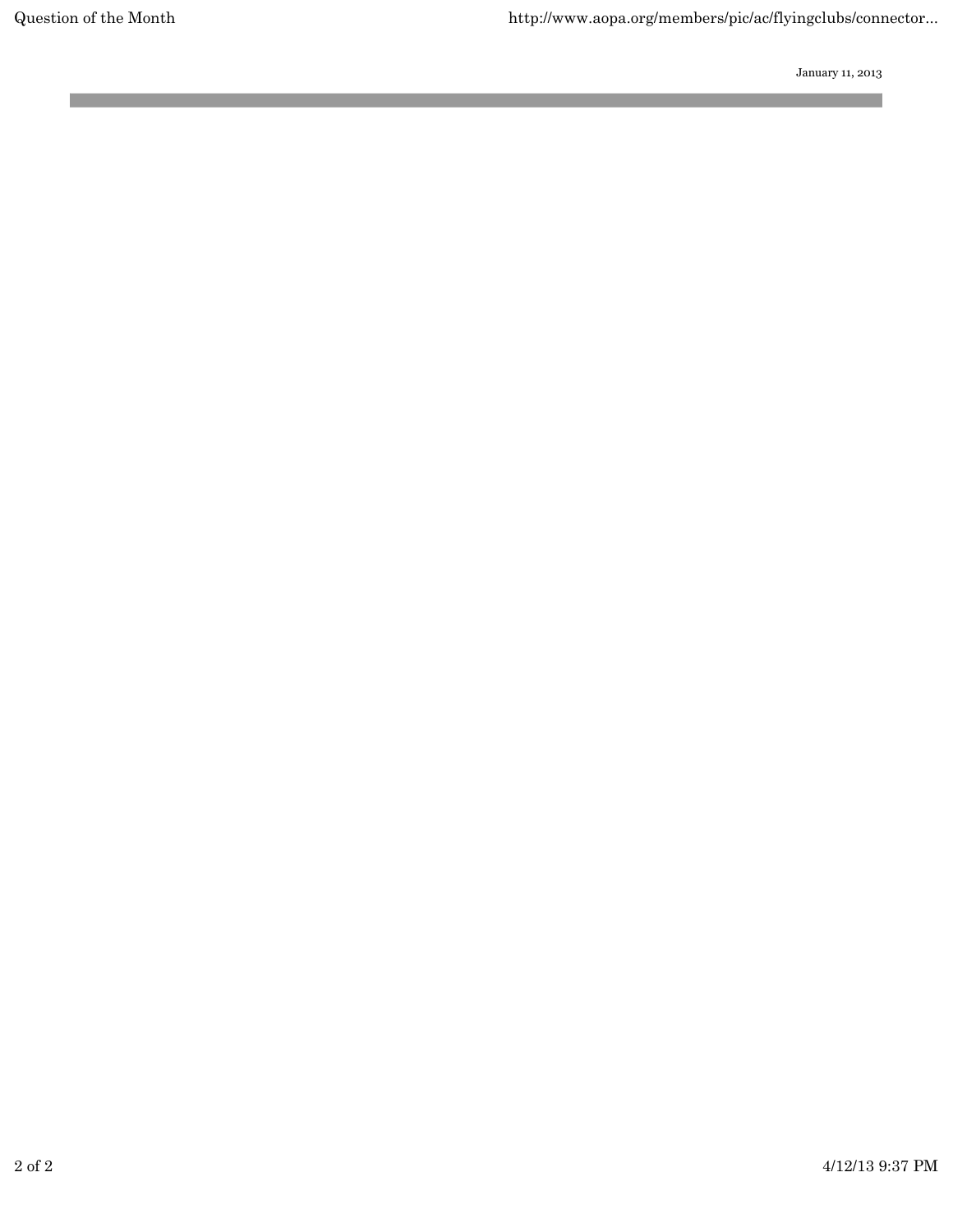January 11, 2013